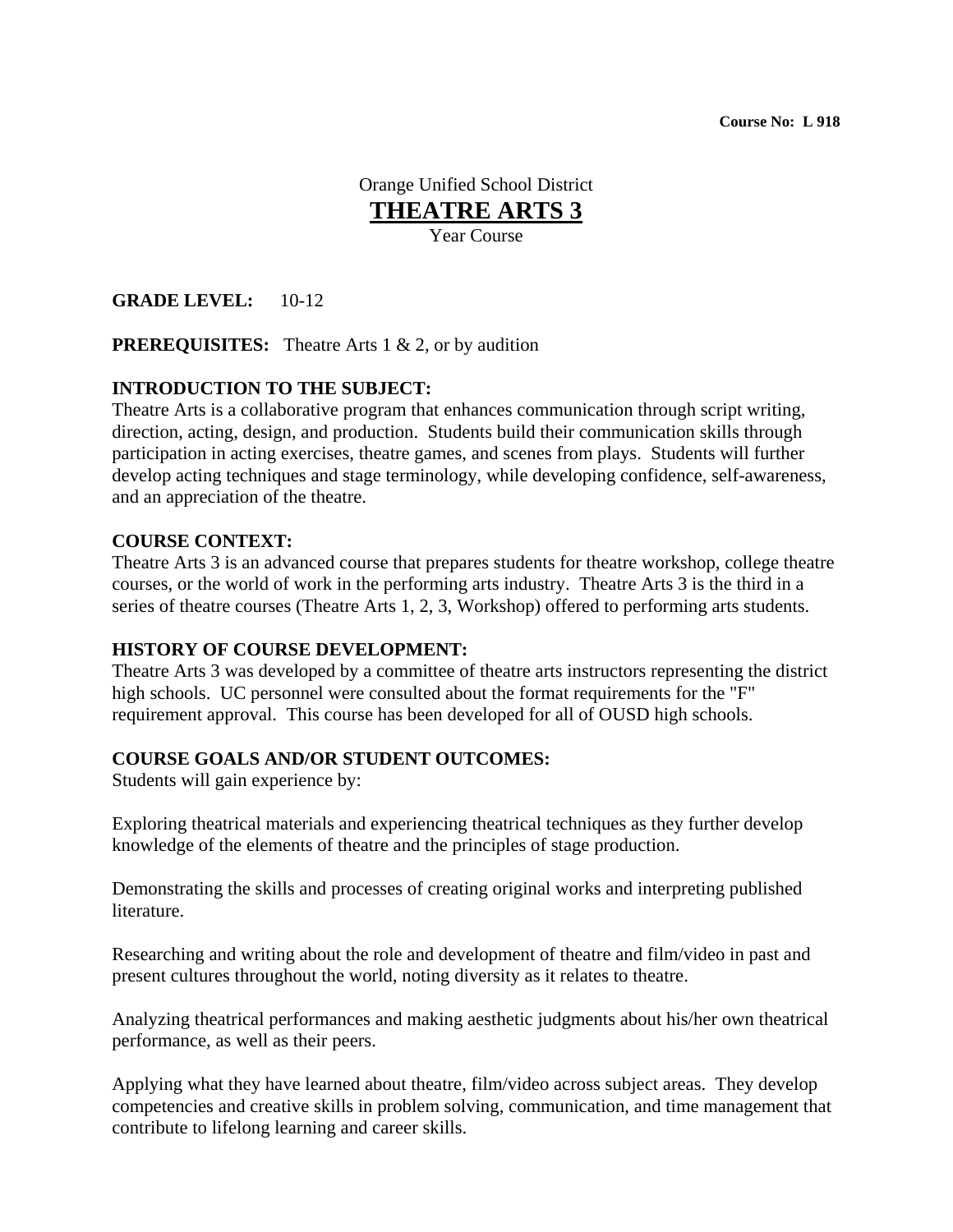**Course No: L 918**

Orange Unified School District

# THEATRE ARTS 3

Year Course

**GRADE LEVEL:** 10-12

**PREREQUISITES:** Theatre Arts 1 & 2, or by audition

**INTRODUCTION TO THE SUBJECT:**
Theatre Arts is a collaborative program that enhances communication through script writing, direction, acting, design, and production. Students build their communication skills through participation in acting exercises, theatre games, and scenes from plays. Students will further develop acting techniques and stage terminology, while developing confidence, self-awareness, and an appreciation of the theatre.

**COURSE CONTEXT:**
Theatre Arts 3 is an advanced course that prepares students for theatre workshop, college theatre courses, or the world of work in the performing arts industry. Theatre Arts 3 is the third in a series of theatre courses (Theatre Arts 1, 2, 3, Workshop) offered to performing arts students.

**HISTORY OF COURSE DEVELOPMENT:**
Theatre Arts 3 was developed by a committee of theatre arts instructors representing the district high schools. UC personnel were consulted about the format requirements for the "F" requirement approval. This course has been developed for all of OUSD high schools.

**COURSE GOALS AND/OR STUDENT OUTCOMES:**
Students will gain experience by:

Exploring theatrical materials and experiencing theatrical techniques as they further develop knowledge of the elements of theatre and the principles of stage production.

Demonstrating the skills and processes of creating original works and interpreting published literature.

Researching and writing about the role and development of theatre and film/video in past and present cultures throughout the world, noting diversity as it relates to theatre.

Analyzing theatrical performances and making aesthetic judgments about his/her own theatrical performance, as well as their peers.

Applying what they have learned about theatre, film/video across subject areas. They develop competencies and creative skills in problem solving, communication, and time management that contribute to lifelong learning and career skills.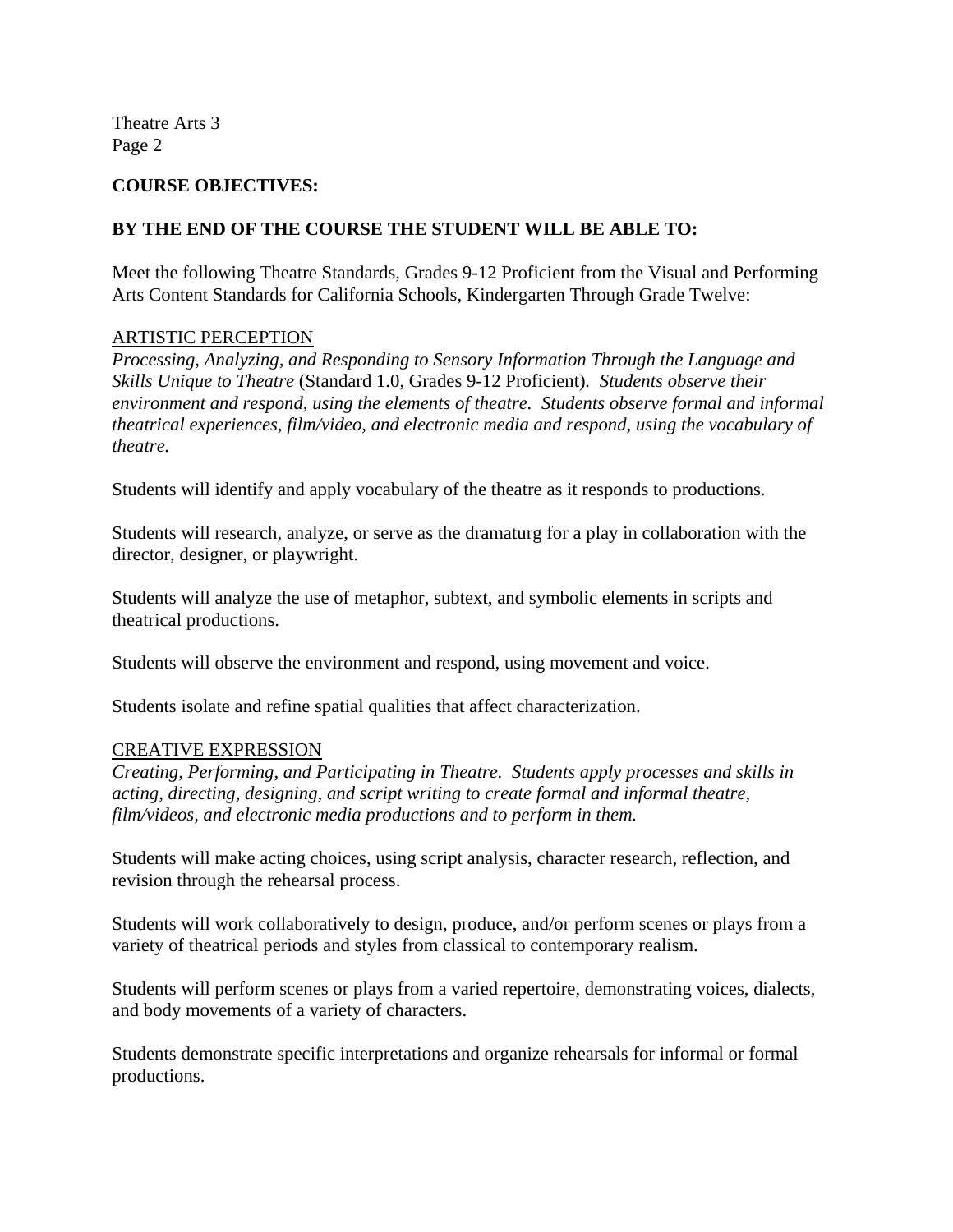**COURSE OBJECTIVES:**

**BY THE END OF THE COURSE THE STUDENT WILL BE ABLE TO:**

Meet the following Theatre Standards, Grades 9-12 Proficient from the Visual and Performing Arts Content Standards for California Schools, Kindergarten Through Grade Twelve:

<u>ARTISTIC PERCEPTION</u>

*Processing, Analyzing, and Responding to Sensory Information Through the Language and Skills Unique to Theatre* (Standard 1.0, Grades 9-12 Proficient). *Students observe their environment and respond, using the elements of theatre. Students observe formal and informal theatrical experiences, film/video, and electronic media and respond, using the vocabulary of theatre.*

Students will identify and apply vocabulary of the theatre as it responds to productions.

Students will research, analyze, or serve as the dramaturg for a play in collaboration with the director, designer, or playwright.

Students will analyze the use of metaphor, subtext, and symbolic elements in scripts and theatrical productions.

Students will observe the environment and respond, using movement and voice.

Students isolate and refine spatial qualities that affect characterization.

<u>CREATIVE EXPRESSION</u>

*Creating, Performing, and Participating in Theatre. Students apply processes and skills in acting, directing, designing, and script writing to create formal and informal theatre, film/videos, and electronic media productions and to perform in them.*

Students will make acting choices, using script analysis, character research, reflection, and revision through the rehearsal process.

Students will work collaboratively to design, produce, and/or perform scenes or plays from a variety of theatrical periods and styles from classical to contemporary realism.

Students will perform scenes or plays from a varied repertoire, demonstrating voices, dialects, and body movements of a variety of characters.

Students demonstrate specific interpretations and organize rehearsals for informal or formal productions.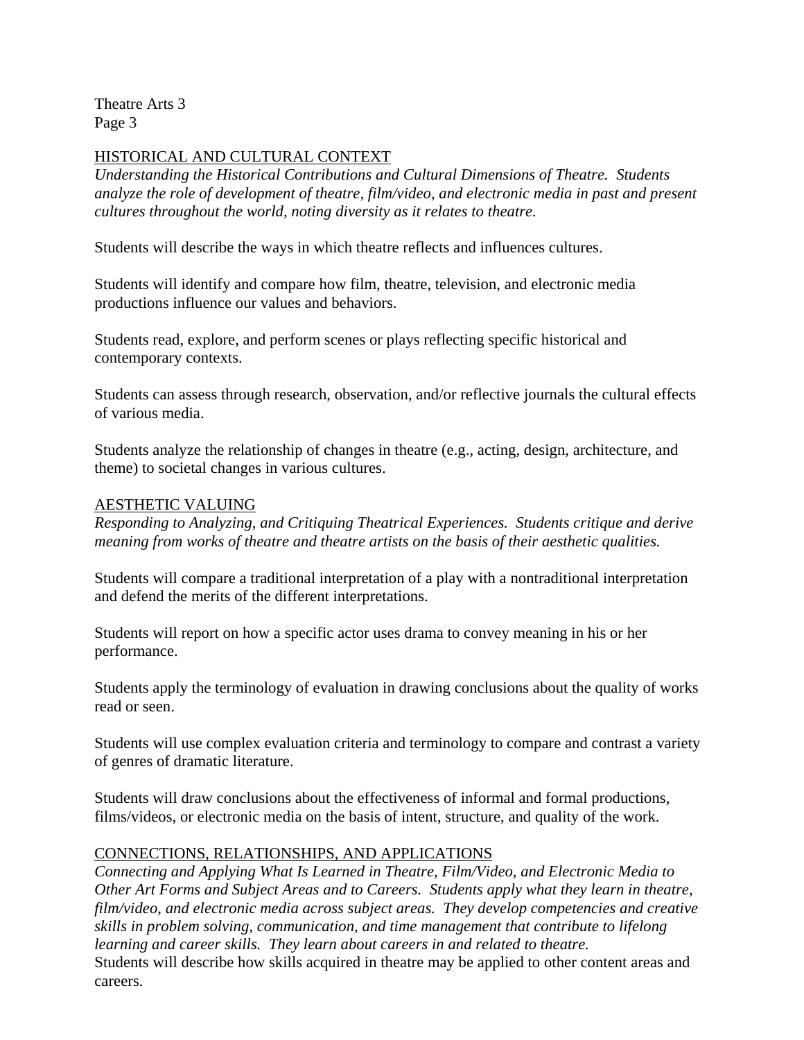## HISTORICAL AND CULTURAL CONTEXT

*Understanding the Historical Contributions and Cultural Dimensions of Theatre. Students analyze the role of development of theatre, film/video, and electronic media in past and present cultures throughout the world, noting diversity as it relates to theatre.*

Students will describe the ways in which theatre reflects and influences cultures.

Students will identify and compare how film, theatre, television, and electronic media productions influence our values and behaviors.

Students read, explore, and perform scenes or plays reflecting specific historical and contemporary contexts.

Students can assess through research, observation, and/or reflective journals the cultural effects of various media.

Students analyze the relationship of changes in theatre (e.g., acting, design, architecture, and theme) to societal changes in various cultures.

## AESTHETIC VALUING

*Responding to Analyzing, and Critiquing Theatrical Experiences. Students critique and derive meaning from works of theatre and theatre artists on the basis of their aesthetic qualities.*

Students will compare a traditional interpretation of a play with a nontraditional interpretation and defend the merits of the different interpretations.

Students will report on how a specific actor uses drama to convey meaning in his or her performance.

Students apply the terminology of evaluation in drawing conclusions about the quality of works read or seen.

Students will use complex evaluation criteria and terminology to compare and contrast a variety of genres of dramatic literature.

Students will draw conclusions about the effectiveness of informal and formal productions, films/videos, or electronic media on the basis of intent, structure, and quality of the work.

## CONNECTIONS, RELATIONSHIPS, AND APPLICATIONS

*Connecting and Applying What Is Learned in Theatre, Film/Video, and Electronic Media to Other Art Forms and Subject Areas and to Careers. Students apply what they learn in theatre, film/video, and electronic media across subject areas. They develop competencies and creative skills in problem solving, communication, and time management that contribute to lifelong learning and career skills. They learn about careers in and related to theatre.*

Students will describe how skills acquired in theatre may be applied to other content areas and careers.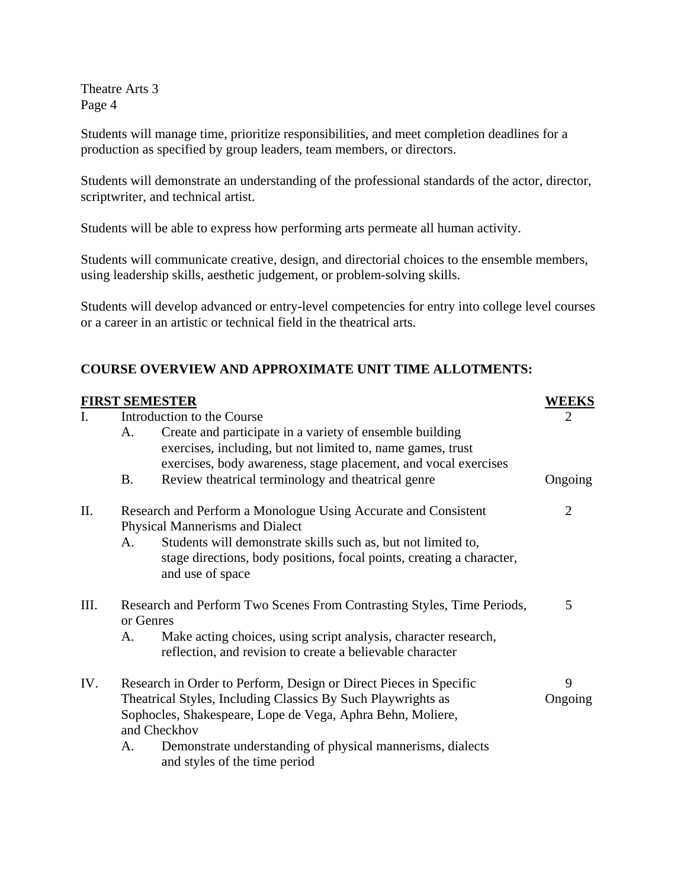Students will manage time, prioritize responsibilities, and meet completion deadlines for a production as specified by group leaders, team members, or directors.

Students will demonstrate an understanding of the professional standards of the actor, director, scriptwriter, and technical artist.

Students will be able to express how performing arts permeate all human activity.

Students will communicate creative, design, and directorial choices to the ensemble members, using leadership skills, aesthetic judgement, or problem-solving skills.

Students will develop advanced or entry-level competencies for entry into college level courses or a career in an artistic or technical field in the theatrical arts.

## COURSE OVERVIEW AND APPROXIMATE UNIT TIME ALLOTMENTS:

| **FIRST SEMESTER** | **WEEKS** |
|---|---|
| I. Introduction to the Course | 2 |
| A. Create and participate in a variety of ensemble building exercises, including, but not limited to, name games, trust exercises, body awareness, stage placement, and vocal exercises | |
| B. Review theatrical terminology and theatrical genre | Ongoing |
| II. Research and Perform a Monologue Using Accurate and Consistent Physical Mannerisms and Dialect | 2 |
| A. Students will demonstrate skills such as, but not limited to, stage directions, body positions, focal points, creating a character, and use of space | |
| III. Research and Perform Two Scenes From Contrasting Styles, Time Periods, or Genres | 5 |
| A. Make acting choices, using script analysis, character research, reflection, and revision to create a believable character | |
| IV. Research in Order to Perform, Design or Direct Pieces in Specific Theatrical Styles, Including Classics By Such Playwrights as Sophocles, Shakespeare, Lope de Vega, Aphra Behn, Moliere, and Checkhov | 9 Ongoing |
| A. Demonstrate understanding of physical mannerisms, dialects and styles of the time period | |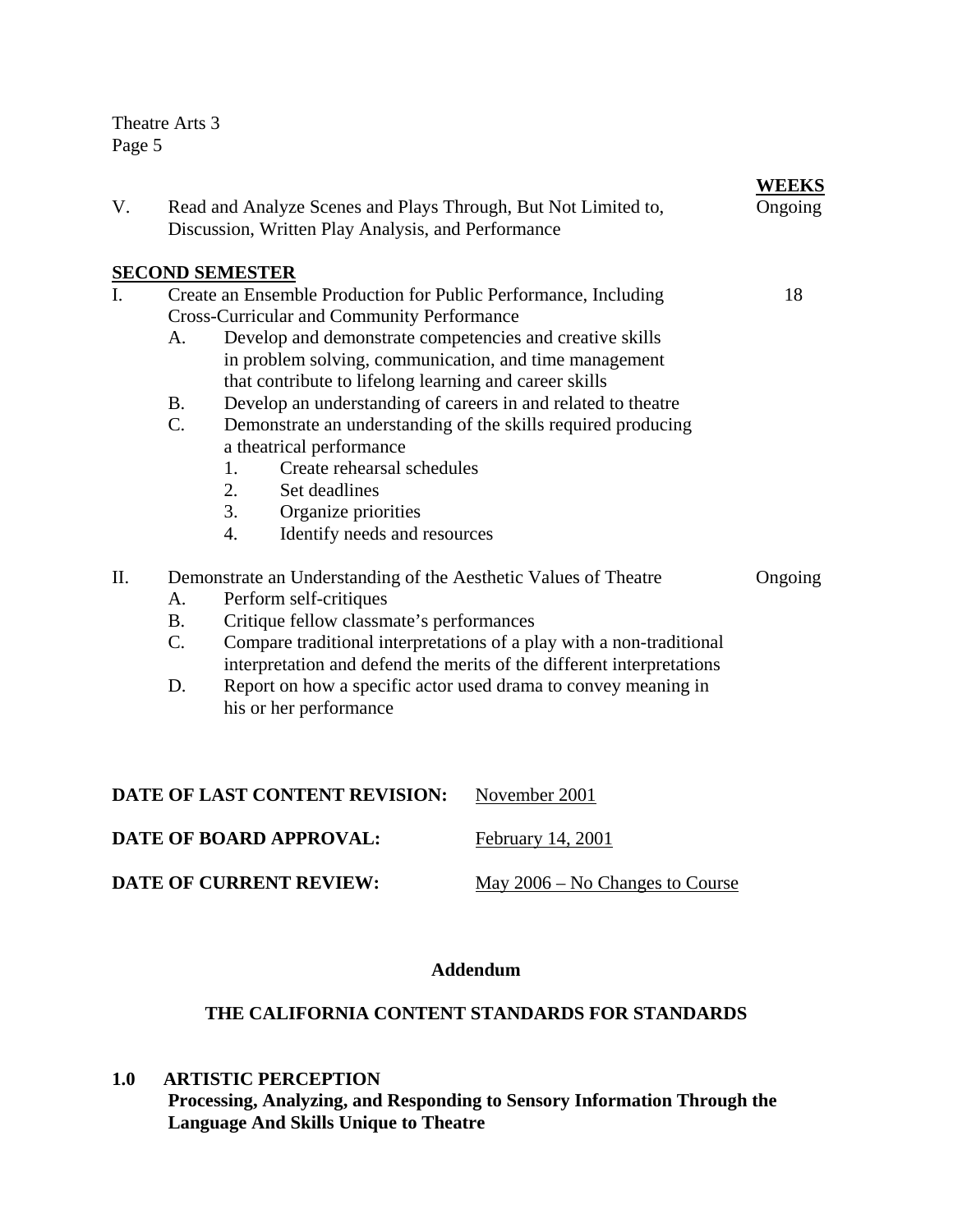| | | **WEEKS** |
|---|---|---|
| V. | Read and Analyze Scenes and Plays Through, But Not Limited to, Discussion, Written Play Analysis, and Performance | Ongoing |

**SECOND SEMESTER**

| | | |
|---|---|---|
| I. | Create an Ensemble Production for Public Performance, Including Cross-Curricular and Community Performance | 18 |

- A. Develop and demonstrate competencies and creative skills in problem solving, communication, and time management that contribute to lifelong learning and career skills
- B. Develop an understanding of careers in and related to theatre
- C. Demonstrate an understanding of the skills required producing a theatrical performance
  1. Create rehearsal schedules
  2. Set deadlines
  3. Organize priorities
  4. Identify needs and resources

| | | |
|---|---|---|
| II. | Demonstrate an Understanding of the Aesthetic Values of Theatre | Ongoing |

- A. Perform self-critiques
- B. Critique fellow classmate's performances
- C. Compare traditional interpretations of a play with a non-traditional interpretation and defend the merits of the different interpretations
- D. Report on how a specific actor used drama to convey meaning in his or her performance

**DATE OF LAST CONTENT REVISION:** November 2001

**DATE OF BOARD APPROVAL:** February 14, 2001

**DATE OF CURRENT REVIEW:** May 2006 – No Changes to Course

## Addendum

## THE CALIFORNIA CONTENT STANDARDS FOR STANDARDS

### 1.0 ARTISTIC PERCEPTION

**Processing, Analyzing, and Responding to Sensory Information Through the Language And Skills Unique to Theatre**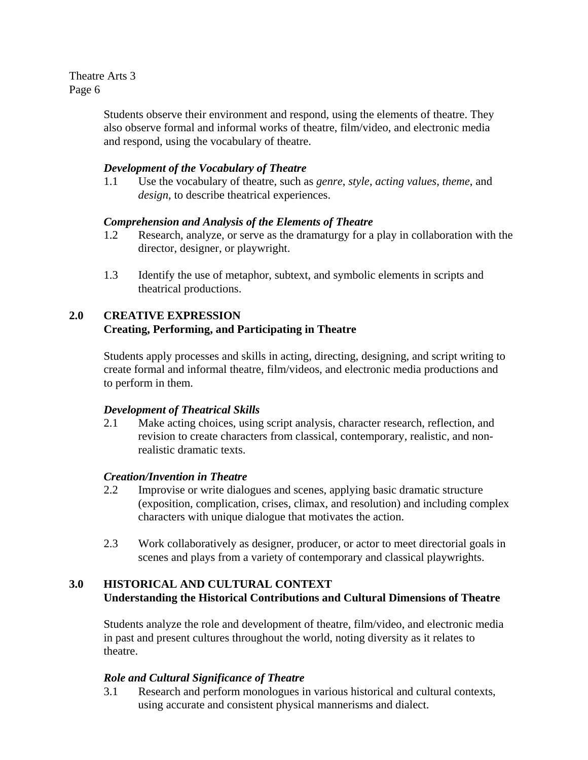Students observe their environment and respond, using the elements of theatre. They also observe formal and informal works of theatre, film/video, and electronic media and respond, using the vocabulary of theatre.

***Development of the Vocabulary of Theatre***

1.1 Use the vocabulary of theatre, such as *genre*, *style*, *acting values*, *theme*, and *design*, to describe theatrical experiences.

***Comprehension and Analysis of the Elements of Theatre***

1.2 Research, analyze, or serve as the dramaturgy for a play in collaboration with the director, designer, or playwright.

1.3 Identify the use of metaphor, subtext, and symbolic elements in scripts and theatrical productions.

## 2.0 CREATIVE EXPRESSION
### Creating, Performing, and Participating in Theatre

Students apply processes and skills in acting, directing, designing, and script writing to create formal and informal theatre, film/videos, and electronic media productions and to perform in them.

***Development of Theatrical Skills***

2.1 Make acting choices, using script analysis, character research, reflection, and revision to create characters from classical, contemporary, realistic, and non-realistic dramatic texts.

***Creation/Invention in Theatre***

2.2 Improvise or write dialogues and scenes, applying basic dramatic structure (exposition, complication, crises, climax, and resolution) and including complex characters with unique dialogue that motivates the action.

2.3 Work collaboratively as designer, producer, or actor to meet directorial goals in scenes and plays from a variety of contemporary and classical playwrights.

## 3.0 HISTORICAL AND CULTURAL CONTEXT
### Understanding the Historical Contributions and Cultural Dimensions of Theatre

Students analyze the role and development of theatre, film/video, and electronic media in past and present cultures throughout the world, noting diversity as it relates to theatre.

***Role and Cultural Significance of Theatre***

3.1 Research and perform monologues in various historical and cultural contexts, using accurate and consistent physical mannerisms and dialect.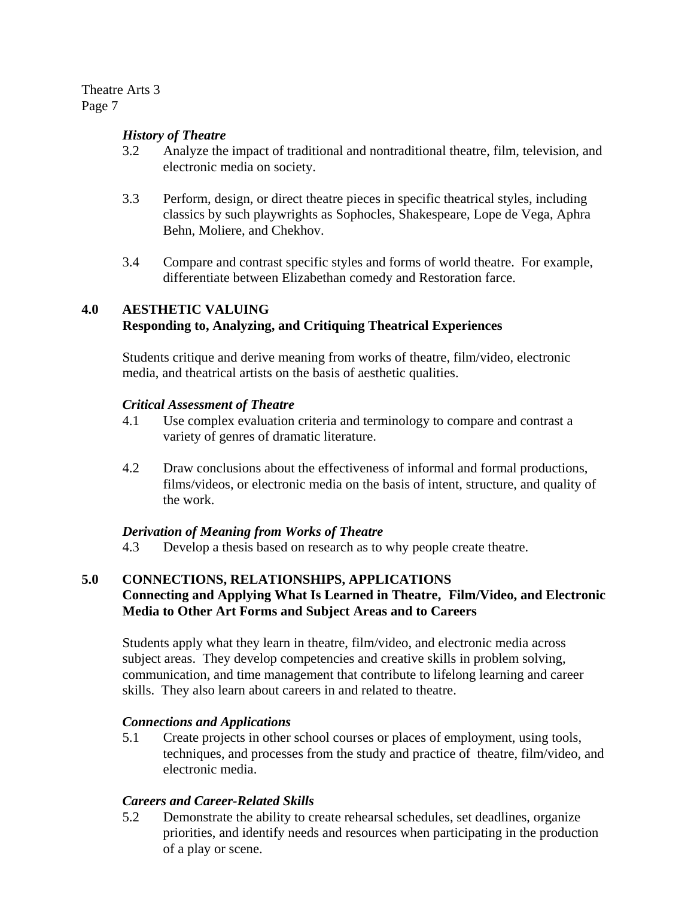*History of Theatre*

3.2 Analyze the impact of traditional and nontraditional theatre, film, television, and electronic media on society.

3.3 Perform, design, or direct theatre pieces in specific theatrical styles, including classics by such playwrights as Sophocles, Shakespeare, Lope de Vega, Aphra Behn, Moliere, and Chekhov.

3.4 Compare and contrast specific styles and forms of world theatre. For example, differentiate between Elizabethan comedy and Restoration farce.

## 4.0 AESTHETIC VALUING
**Responding to, Analyzing, and Critiquing Theatrical Experiences**

Students critique and derive meaning from works of theatre, film/video, electronic media, and theatrical artists on the basis of aesthetic qualities.

*Critical Assessment of Theatre*

4.1 Use complex evaluation criteria and terminology to compare and contrast a variety of genres of dramatic literature.

4.2 Draw conclusions about the effectiveness of informal and formal productions, films/videos, or electronic media on the basis of intent, structure, and quality of the work.

*Derivation of Meaning from Works of Theatre*

4.3 Develop a thesis based on research as to why people create theatre.

## 5.0 CONNECTIONS, RELATIONSHIPS, APPLICATIONS
**Connecting and Applying What Is Learned in Theatre, Film/Video, and Electronic Media to Other Art Forms and Subject Areas and to Careers**

Students apply what they learn in theatre, film/video, and electronic media across subject areas. They develop competencies and creative skills in problem solving, communication, and time management that contribute to lifelong learning and career skills. They also learn about careers in and related to theatre.

*Connections and Applications*

5.1 Create projects in other school courses or places of employment, using tools, techniques, and processes from the study and practice of theatre, film/video, and electronic media.

*Careers and Career-Related Skills*

5.2 Demonstrate the ability to create rehearsal schedules, set deadlines, organize priorities, and identify needs and resources when participating in the production of a play or scene.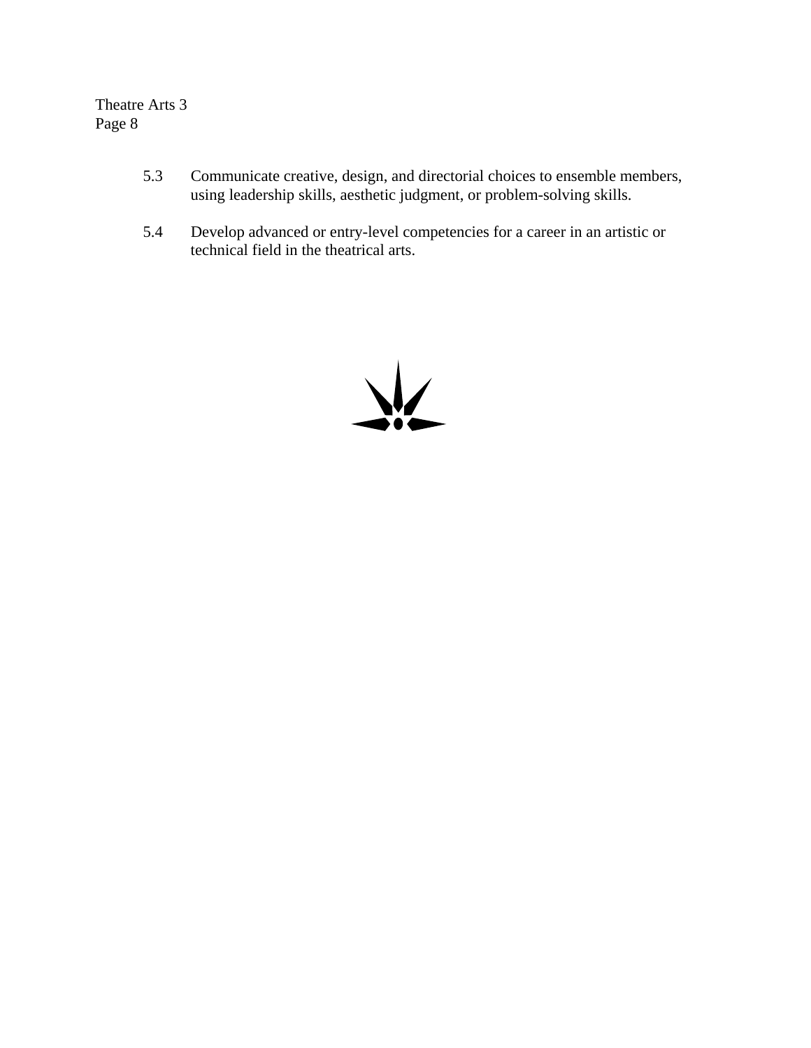5.3 Communicate creative, design, and directorial choices to ensemble members, using leadership skills, aesthetic judgment, or problem-solving skills.

5.4 Develop advanced or entry-level competencies for a career in an artistic or technical field in the theatrical arts.